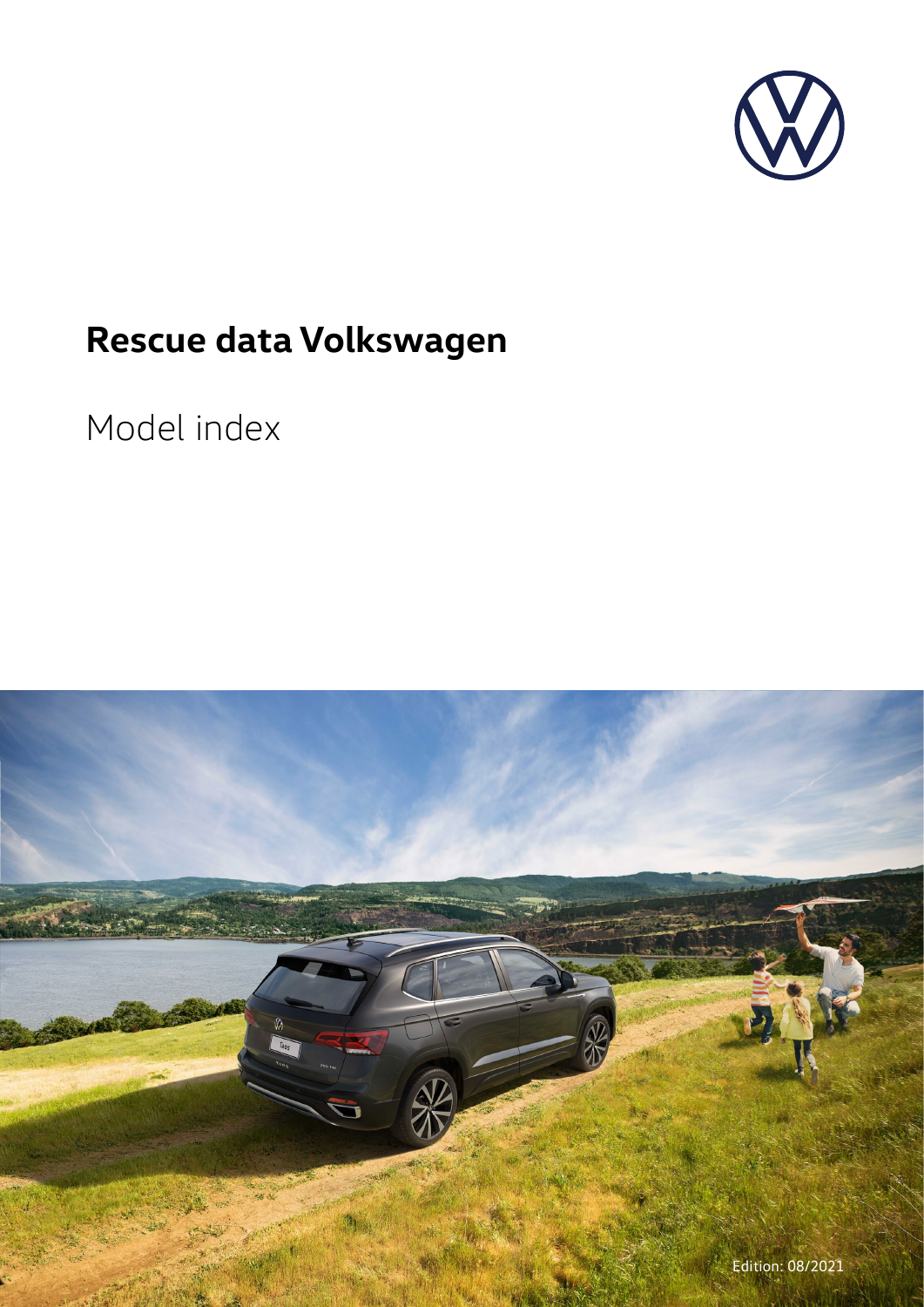# Rescue data Volkswagen

Model index

Edition: 08/2021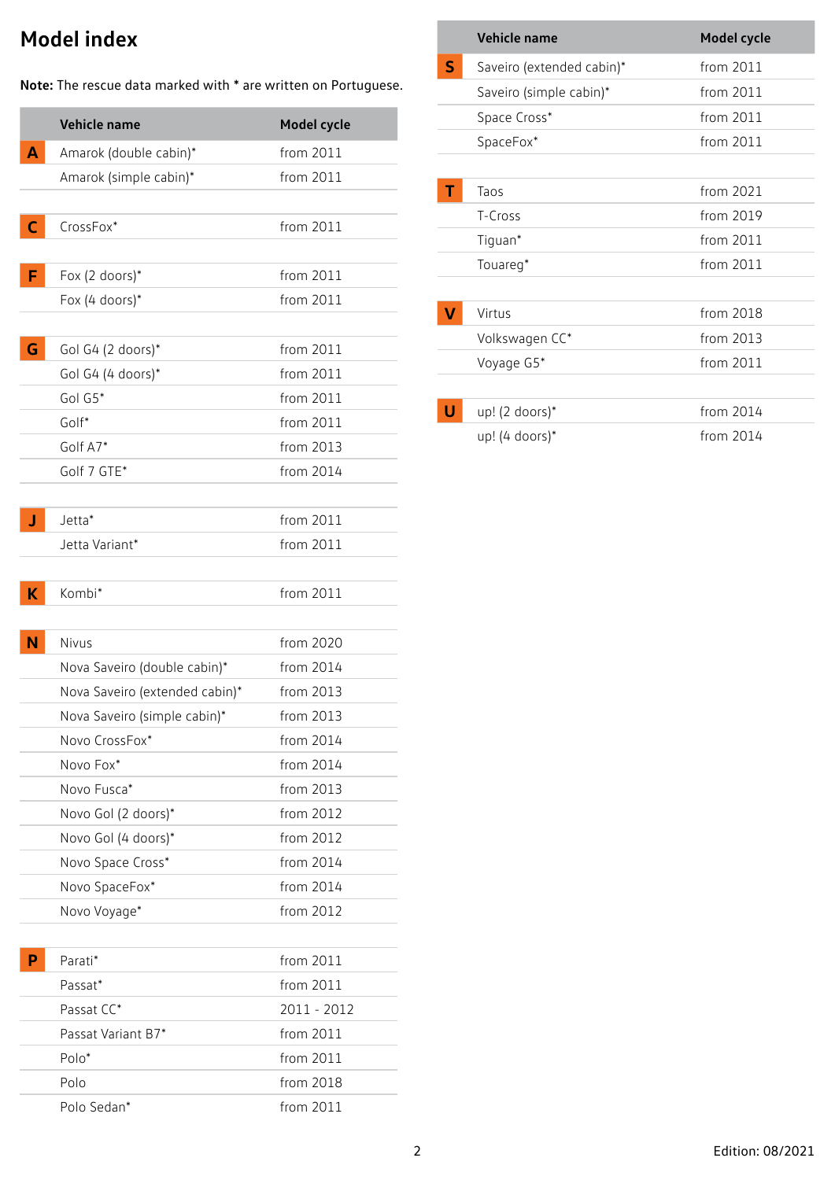## Model index

**Note:** The rescue data marked with * are written on Portuguese.

| | Vehicle name | Model cycle |
|---|---|---|
| **A** | Amarok (double cabin)* | from 2011 |
| | Amarok (simple cabin)* | from 2011 |
| **C** | CrossFox* | from 2011 |
| **F** | Fox (2 doors)* | from 2011 |
| | Fox (4 doors)* | from 2011 |
| **G** | Gol G4 (2 doors)* | from 2011 |
| | Gol G4 (4 doors)* | from 2011 |
| | Gol G5* | from 2011 |
| | Golf* | from 2011 |
| | Golf A7* | from 2013 |
| | Golf 7 GTE* | from 2014 |
| **J** | Jetta* | from 2011 |
| | Jetta Variant* | from 2011 |
| **K** | Kombi* | from 2011 |
| **N** | Nivus | from 2020 |
| | Nova Saveiro (double cabin)* | from 2014 |
| | Nova Saveiro (extended cabin)* | from 2013 |
| | Nova Saveiro (simple cabin)* | from 2013 |
| | Novo CrossFox* | from 2014 |
| | Novo Fox* | from 2014 |
| | Novo Fusca* | from 2013 |
| | Novo Gol (2 doors)* | from 2012 |
| | Novo Gol (4 doors)* | from 2012 |
| | Novo Space Cross* | from 2014 |
| | Novo SpaceFox* | from 2014 |
| | Novo Voyage* | from 2012 |
| **P** | Parati* | from 2011 |
| | Passat* | from 2011 |
| | Passat CC* | 2011 - 2012 |
| | Passat Variant B7* | from 2011 |
| | Polo* | from 2011 |
| | Polo | from 2018 |
| | Polo Sedan* | from 2011 |

| | Vehicle name | Model cycle |
|---|---|---|
| **S** | Saveiro (extended cabin)* | from 2011 |
| | Saveiro (simple cabin)* | from 2011 |
| | Space Cross* | from 2011 |
| | SpaceFox* | from 2011 |
| **T** | Taos | from 2021 |
| | T-Cross | from 2019 |
| | Tiguan* | from 2011 |
| | Touareg* | from 2011 |
| **V** | Virtus | from 2018 |
| | Volkswagen CC* | from 2013 |
| | Voyage G5* | from 2011 |
| **U** | up! (2 doors)* | from 2014 |
| | up! (4 doors)* | from 2014 |

Edition: 08/2021